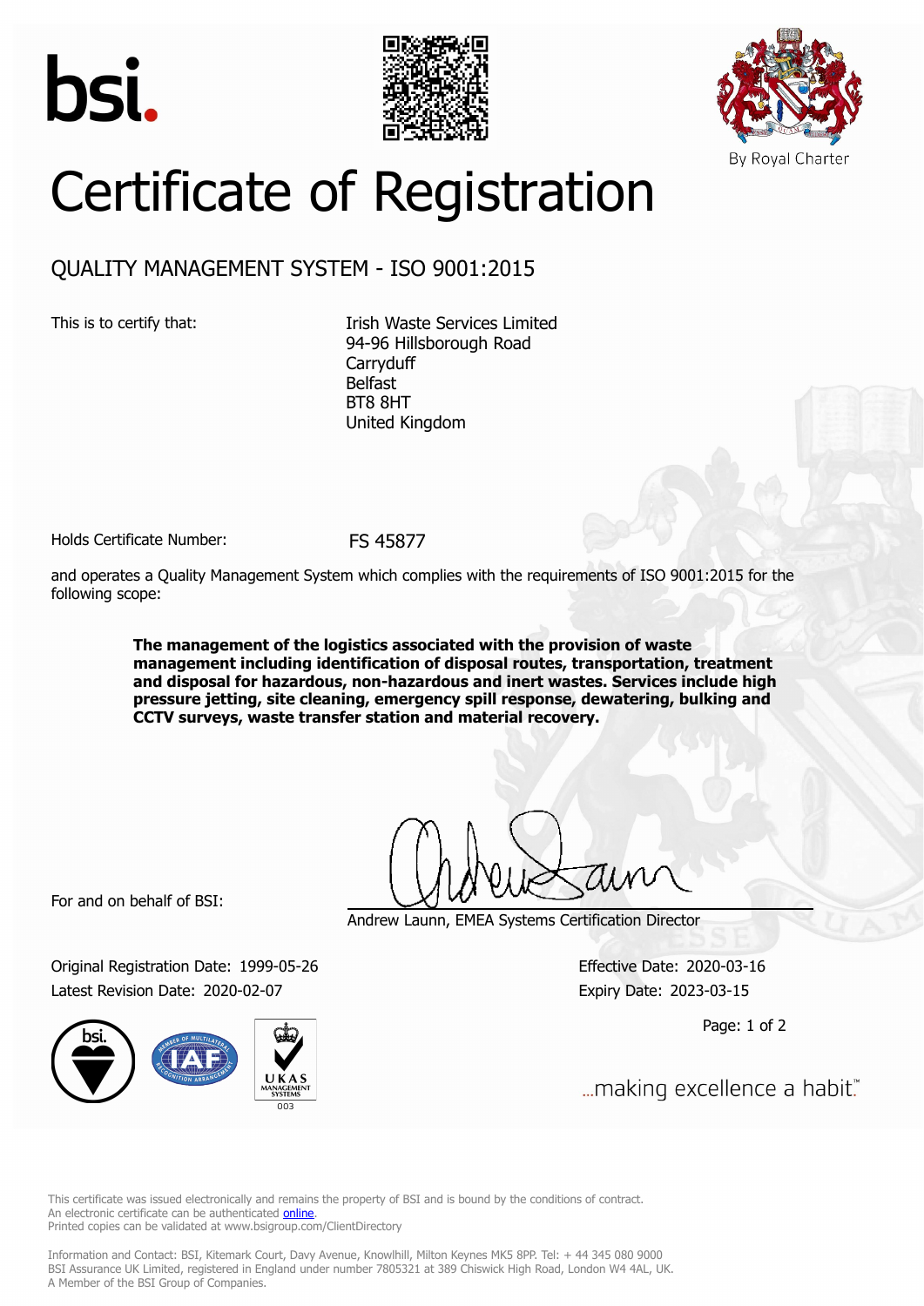bsi.

By Royal Charter

# Certificate of Registration

## QUALITY MANAGEMENT SYSTEM - ISO 9001:2015

This is to certify that:

Irish Waste Services Limited
94-96 Hillsborough Road
Carryduff
Belfast
BT8 8HT
United Kingdom

Holds Certificate Number: FS 45877

and operates a Quality Management System which complies with the requirements of ISO 9001:2015 for the following scope:

**The management of the logistics associated with the provision of waste management including identification of disposal routes, transportation, treatment and disposal for hazardous, non-hazardous and inert wastes. Services include high pressure jetting, site cleaning, emergency spill response, dewatering, bulking and CCTV surveys, waste transfer station and material recovery.**

For and on behalf of BSI:

Andrew Launn, EMEA Systems Certification Director

Original Registration Date: 1999-05-26

Latest Revision Date: 2020-02-07

Effective Date: 2020-03-16

Expiry Date: 2023-03-15

UKAS MANAGEMENT SYSTEMS 003

...making excellence a habit.™

This certificate was issued electronically and remains the property of BSI and is bound by the conditions of contract.
An electronic certificate can be authenticated online.
Printed copies can be validated at www.bsigroup.com/ClientDirectory

Information and Contact: BSI, Kitemark Court, Davy Avenue, Knowlhill, Milton Keynes MK5 8PP. Tel: + 44 345 080 9000
BSI Assurance UK Limited, registered in England under number 7805321 at 389 Chiswick High Road, London W4 4AL, UK.
A Member of the BSI Group of Companies.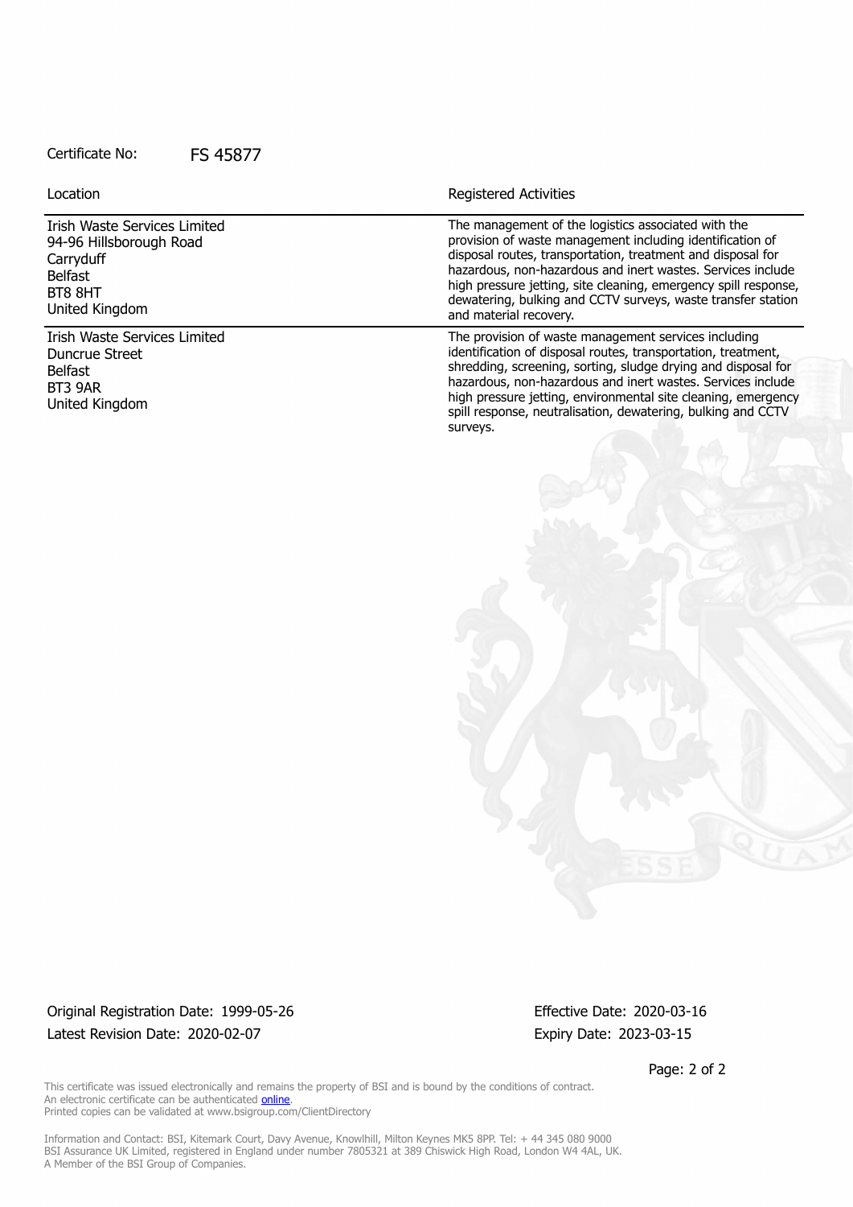Certificate No: FS 45877

| Location | Registered Activities |
| --- | --- |
| Irish Waste Services Limited<br>94-96 Hillsborough Road<br>Carryduff<br>Belfast<br>BT8 8HT<br>United Kingdom | The management of the logistics associated with the provision of waste management including identification of disposal routes, transportation, treatment and disposal for hazardous, non-hazardous and inert wastes. Services include high pressure jetting, site cleaning, emergency spill response, dewatering, bulking and CCTV surveys, waste transfer station and material recovery. |
| Irish Waste Services Limited<br>Duncrue Street<br>Belfast<br>BT3 9AR<br>United Kingdom | The provision of waste management services including identification of disposal routes, transportation, treatment, shredding, screening, sorting, sludge drying and disposal for hazardous, non-hazardous and inert wastes. Services include high pressure jetting, environmental site cleaning, emergency spill response, neutralisation, dewatering, bulking and CCTV surveys. |

Original Registration Date: 1999-05-26

Latest Revision Date: 2020-02-07

Effective Date: 2020-03-16

Expiry Date: 2023-03-15

This certificate was issued electronically and remains the property of BSI and is bound by the conditions of contract.
An electronic certificate can be authenticated online.
Printed copies can be validated at www.bsigroup.com/ClientDirectory

Information and Contact: BSI, Kitemark Court, Davy Avenue, Knowlhill, Milton Keynes MK5 8PP. Tel: + 44 345 080 9000
BSI Assurance UK Limited, registered in England under number 7805321 at 389 Chiswick High Road, London W4 4AL, UK.
A Member of the BSI Group of Companies.